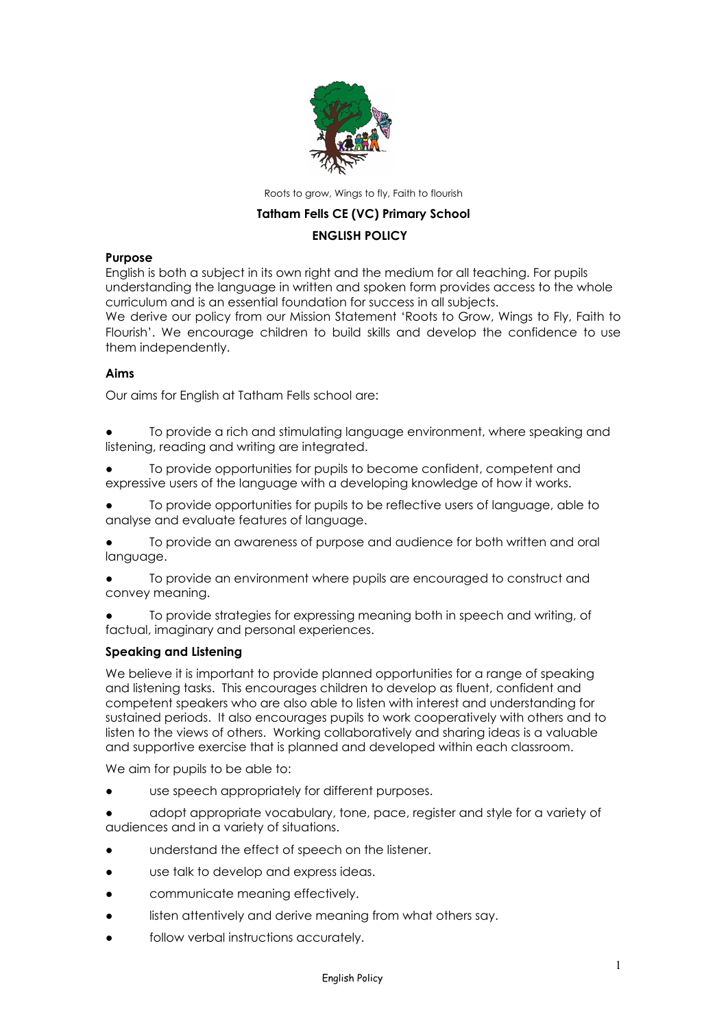Roots to grow, Wings to fly, Faith to flourish

**Tatham Fells CE (VC) Primary School**

**ENGLISH POLICY**

## Purpose

English is both a subject in its own right and the medium for all teaching. For pupils understanding the language in written and spoken form provides access to the whole curriculum and is an essential foundation for success in all subjects.

We derive our policy from our Mission Statement 'Roots to Grow, Wings to Fly, Faith to Flourish'. We encourage children to build skills and develop the confidence to use them independently.

## Aims

Our aims for English at Tatham Fells school are:

- To provide a rich and stimulating language environment, where speaking and listening, reading and writing are integrated.
- To provide opportunities for pupils to become confident, competent and expressive users of the language with a developing knowledge of how it works.
- To provide opportunities for pupils to be reflective users of language, able to analyse and evaluate features of language.
- To provide an awareness of purpose and audience for both written and oral language.
- To provide an environment where pupils are encouraged to construct and convey meaning.
- To provide strategies for expressing meaning both in speech and writing, of factual, imaginary and personal experiences.

## Speaking and Listening

We believe it is important to provide planned opportunities for a range of speaking and listening tasks. This encourages children to develop as fluent, confident and competent speakers who are also able to listen with interest and understanding for sustained periods. It also encourages pupils to work cooperatively with others and to listen to the views of others. Working collaboratively and sharing ideas is a valuable and supportive exercise that is planned and developed within each classroom.

We aim for pupils to be able to:

- use speech appropriately for different purposes.
- adopt appropriate vocabulary, tone, pace, register and style for a variety of audiences and in a variety of situations.
- understand the effect of speech on the listener.
- use talk to develop and express ideas.
- communicate meaning effectively.
- listen attentively and derive meaning from what others say.
- follow verbal instructions accurately.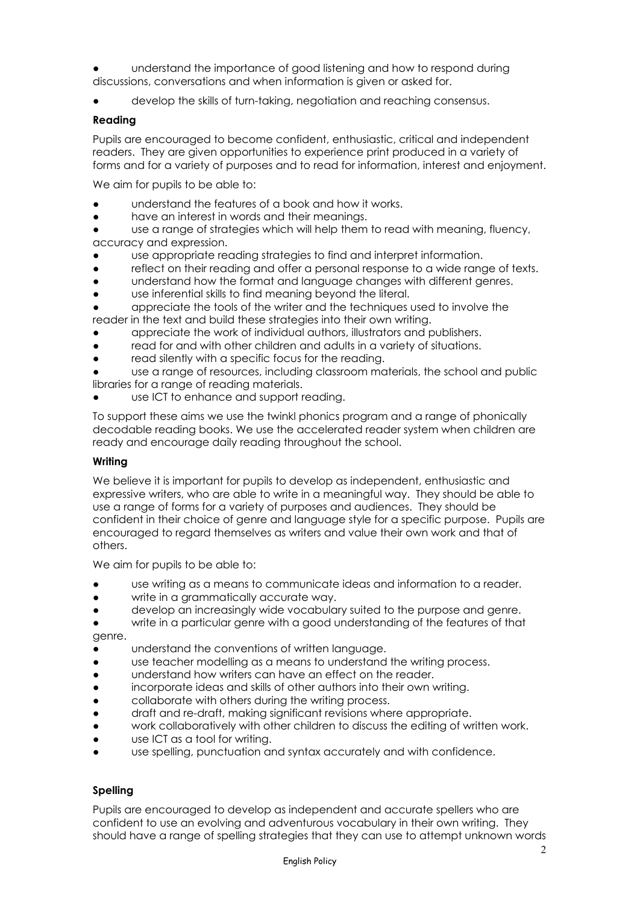- understand the importance of good listening and how to respond during discussions, conversations and when information is given or asked for.
- develop the skills of turn-taking, negotiation and reaching consensus.

**Reading**

Pupils are encouraged to become confident, enthusiastic, critical and independent readers. They are given opportunities to experience print produced in a variety of forms and for a variety of purposes and to read for information, interest and enjoyment.

We aim for pupils to be able to:

- understand the features of a book and how it works.
- have an interest in words and their meanings.
- use a range of strategies which will help them to read with meaning, fluency, accuracy and expression.
- use appropriate reading strategies to find and interpret information.
- reflect on their reading and offer a personal response to a wide range of texts.
- understand how the format and language changes with different genres.
- use inferential skills to find meaning beyond the literal.
- appreciate the tools of the writer and the techniques used to involve the reader in the text and build these strategies into their own writing.
- appreciate the work of individual authors, illustrators and publishers.
- read for and with other children and adults in a variety of situations.
- read silently with a specific focus for the reading.
- use a range of resources, including classroom materials, the school and public libraries for a range of reading materials.
- use ICT to enhance and support reading.

To support these aims we use the twinkl phonics program and a range of phonically decodable reading books. We use the accelerated reader system when children are ready and encourage daily reading throughout the school.

**Writing**

We believe it is important for pupils to develop as independent, enthusiastic and expressive writers, who are able to write in a meaningful way. They should be able to use a range of forms for a variety of purposes and audiences. They should be confident in their choice of genre and language style for a specific purpose. Pupils are encouraged to regard themselves as writers and value their own work and that of others.

We aim for pupils to be able to:

- use writing as a means to communicate ideas and information to a reader.
- write in a grammatically accurate way.
- develop an increasingly wide vocabulary suited to the purpose and genre.
- write in a particular genre with a good understanding of the features of that genre.
- understand the conventions of written language.
- use teacher modelling as a means to understand the writing process.
- understand how writers can have an effect on the reader.
- incorporate ideas and skills of other authors into their own writing.
- collaborate with others during the writing process.
- draft and re-draft, making significant revisions where appropriate.
- work collaboratively with other children to discuss the editing of written work.
- use ICT as a tool for writing.
- use spelling, punctuation and syntax accurately and with confidence.

**Spelling**

Pupils are encouraged to develop as independent and accurate spellers who are confident to use an evolving and adventurous vocabulary in their own writing. They should have a range of spelling strategies that they can use to attempt unknown words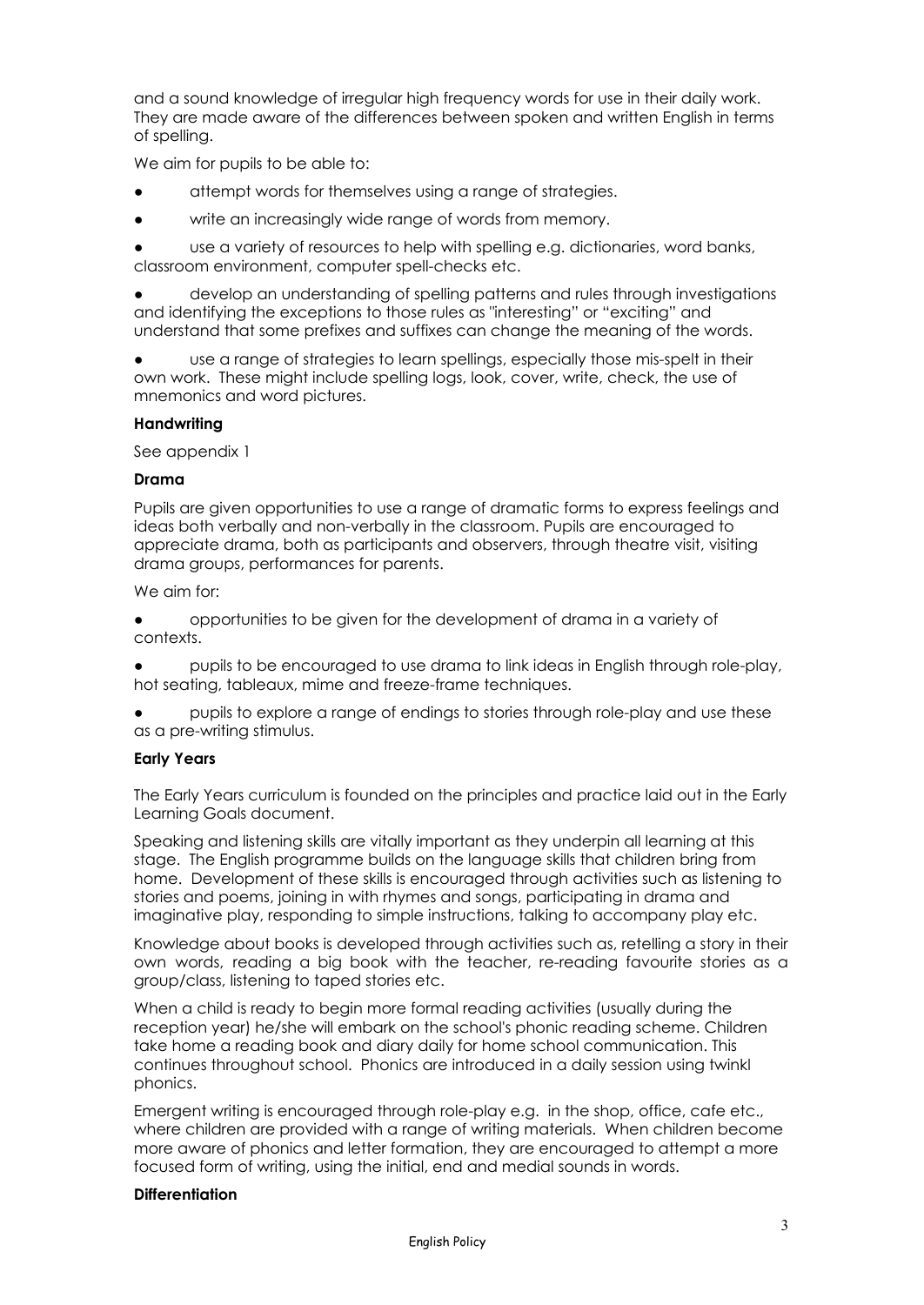and a sound knowledge of irregular high frequency words for use in their daily work. They are made aware of the differences between spoken and written English in terms of spelling.

We aim for pupils to be able to:

- attempt words for themselves using a range of strategies.
- write an increasingly wide range of words from memory.
- use a variety of resources to help with spelling e.g. dictionaries, word banks, classroom environment, computer spell-checks etc.
- develop an understanding of spelling patterns and rules through investigations and identifying the exceptions to those rules as "interesting" or "exciting" and understand that some prefixes and suffixes can change the meaning of the words.
- use a range of strategies to learn spellings, especially those mis-spelt in their own work. These might include spelling logs, look, cover, write, check, the use of mnemonics and word pictures.

**Handwriting**

See appendix 1

**Drama**

Pupils are given opportunities to use a range of dramatic forms to express feelings and ideas both verbally and non-verbally in the classroom. Pupils are encouraged to appreciate drama, both as participants and observers, through theatre visit, visiting drama groups, performances for parents.

We aim for:

- opportunities to be given for the development of drama in a variety of contexts.
- pupils to be encouraged to use drama to link ideas in English through role-play, hot seating, tableaux, mime and freeze-frame techniques.
- pupils to explore a range of endings to stories through role-play and use these as a pre-writing stimulus.

**Early Years**

The Early Years curriculum is founded on the principles and practice laid out in the Early Learning Goals document.

Speaking and listening skills are vitally important as they underpin all learning at this stage. The English programme builds on the language skills that children bring from home. Development of these skills is encouraged through activities such as listening to stories and poems, joining in with rhymes and songs, participating in drama and imaginative play, responding to simple instructions, talking to accompany play etc.

Knowledge about books is developed through activities such as, retelling a story in their own words, reading a big book with the teacher, re-reading favourite stories as a group/class, listening to taped stories etc.

When a child is ready to begin more formal reading activities (usually during the reception year) he/she will embark on the school's phonic reading scheme. Children take home a reading book and diary daily for home school communication. This continues throughout school. Phonics are introduced in a daily session using twinkl phonics.

Emergent writing is encouraged through role-play e.g. in the shop, office, cafe etc., where children are provided with a range of writing materials. When children become more aware of phonics and letter formation, they are encouraged to attempt a more focused form of writing, using the initial, end and medial sounds in words.

**Differentiation**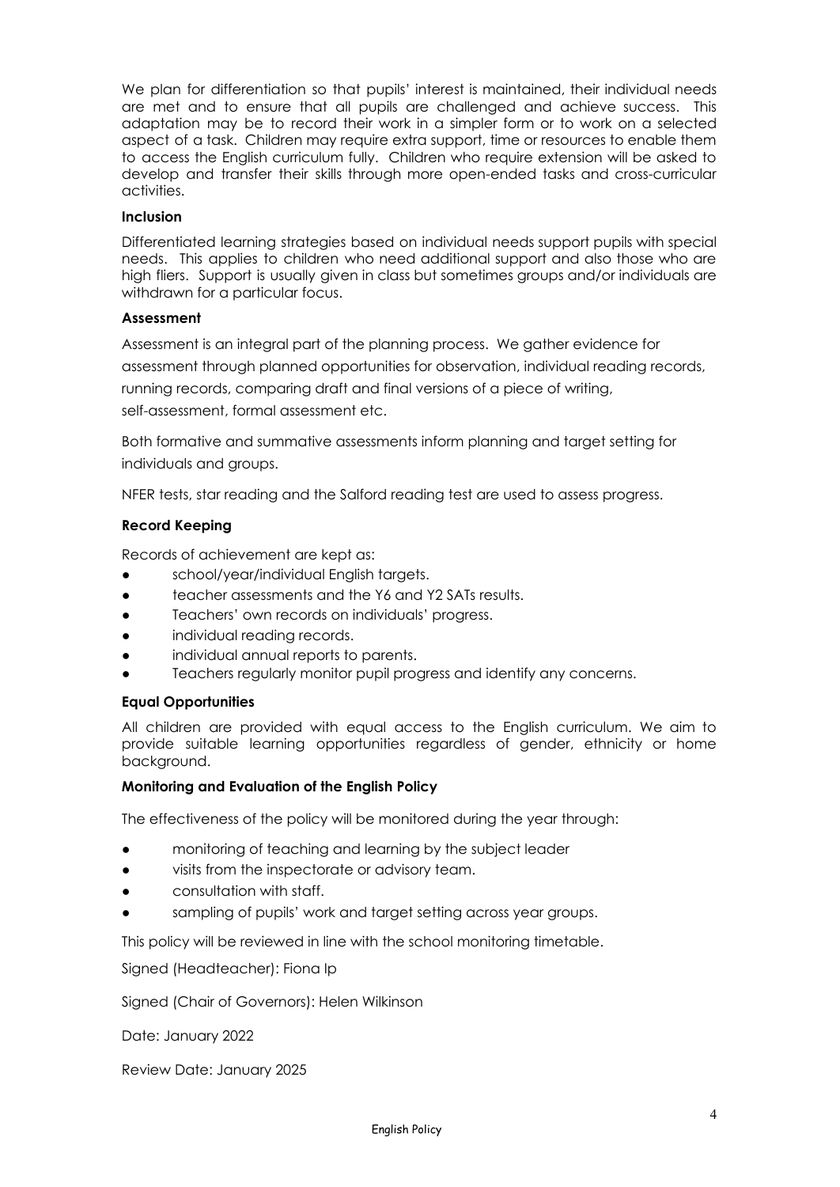We plan for differentiation so that pupils' interest is maintained, their individual needs are met and to ensure that all pupils are challenged and achieve success. This adaptation may be to record their work in a simpler form or to work on a selected aspect of a task. Children may require extra support, time or resources to enable them to access the English curriculum fully. Children who require extension will be asked to develop and transfer their skills through more open-ended tasks and cross-curricular activities.

**Inclusion**

Differentiated learning strategies based on individual needs support pupils with special needs. This applies to children who need additional support and also those who are high fliers. Support is usually given in class but sometimes groups and/or individuals are withdrawn for a particular focus.

**Assessment**

Assessment is an integral part of the planning process. We gather evidence for assessment through planned opportunities for observation, individual reading records, running records, comparing draft and final versions of a piece of writing, self-assessment, formal assessment etc.

Both formative and summative assessments inform planning and target setting for individuals and groups.

NFER tests, star reading and the Salford reading test are used to assess progress.

**Record Keeping**

Records of achievement are kept as:

- school/year/individual English targets.
- teacher assessments and the Y6 and Y2 SATs results.
- Teachers' own records on individuals' progress.
- individual reading records.
- individual annual reports to parents.
- Teachers regularly monitor pupil progress and identify any concerns.

**Equal Opportunities**

All children are provided with equal access to the English curriculum. We aim to provide suitable learning opportunities regardless of gender, ethnicity or home background.

**Monitoring and Evaluation of the English Policy**

The effectiveness of the policy will be monitored during the year through:

- monitoring of teaching and learning by the subject leader
- visits from the inspectorate or advisory team.
- consultation with staff.
- sampling of pupils' work and target setting across year groups.

This policy will be reviewed in line with the school monitoring timetable.

Signed (Headteacher): Fiona Ip

Signed (Chair of Governors): Helen Wilkinson

Date: January 2022

Review Date: January 2025